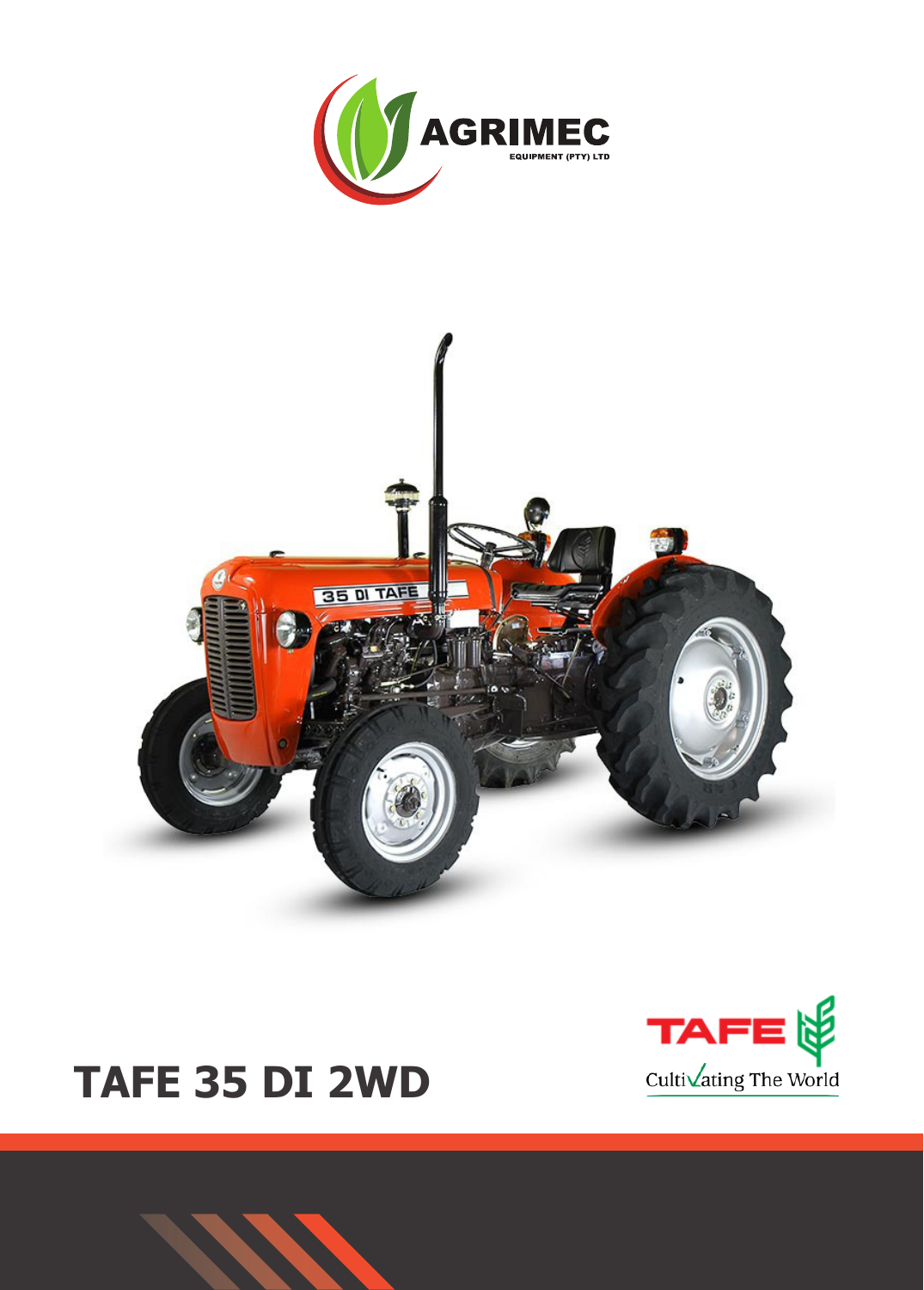AGRIMEC

EQUIPMENT (PTY) LTD

# TAFE 35 DI 2WD

TAFE

Cultivating The World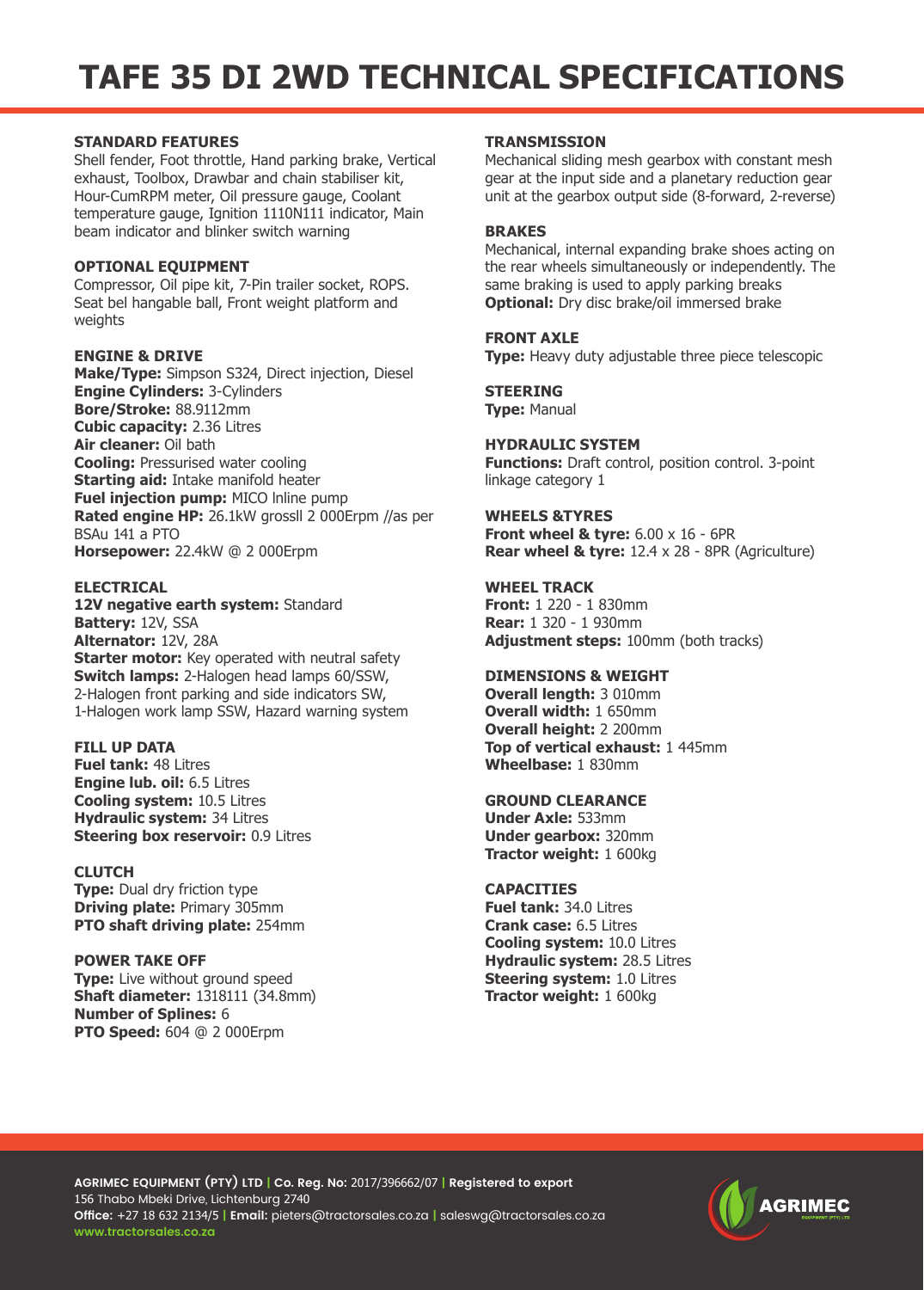# TAFE 35 DI 2WD TECHNICAL SPECIFICATIONS

## STANDARD FEATURES

Shell fender, Foot throttle, Hand parking brake, Vertical exhaust, Toolbox, Drawbar and chain stabiliser kit, Hour-CumRPM meter, Oil pressure gauge, Coolant temperature gauge, Ignition 1110N111 indicator, Main beam indicator and blinker switch warning

## OPTIONAL EQUIPMENT

Compressor, Oil pipe kit, 7-Pin trailer socket, ROPS. Seat bel hangable ball, Front weight platform and weights

## ENGINE & DRIVE

**Make/Type:** Simpson S324, Direct injection, Diesel
**Engine Cylinders:** 3-Cylinders
**Bore/Stroke:** 88.9112mm
**Cubic capacity:** 2.36 Litres
**Air cleaner:** Oil bath
**Cooling:** Pressurised water cooling
**Starting aid:** Intake manifold heater
**Fuel injection pump:** MICO lnline pump
**Rated engine HP:** 26.1kW grossll 2 000Erpm //as per BSAu 141 a PTO
**Horsepower:** 22.4kW @ 2 000Erpm

## ELECTRICAL

**12V negative earth system:** Standard
**Battery:** 12V, SSA
**Alternator:** 12V, 28A
**Starter motor:** Key operated with neutral safety
**Switch lamps:** 2-Halogen head lamps 60/SSW, 2-Halogen front parking and side indicators SW, 1-Halogen work lamp SSW, Hazard warning system

## FILL UP DATA

**Fuel tank:** 48 Litres
**Engine lub. oil:** 6.5 Litres
**Cooling system:** 10.5 Litres
**Hydraulic system:** 34 Litres
**Steering box reservoir:** 0.9 Litres

## CLUTCH

**Type:** Dual dry friction type
**Driving plate:** Primary 305mm
**PTO shaft driving plate:** 254mm

## POWER TAKE OFF

**Type:** Live without ground speed
**Shaft diameter:** 1318111 (34.8mm)
**Number of Splines:** 6
**PTO Speed:** 604 @ 2 000Erpm

## TRANSMISSION

Mechanical sliding mesh gearbox with constant mesh gear at the input side and a planetary reduction gear unit at the gearbox output side (8-forward, 2-reverse)

## BRAKES

Mechanical, internal expanding brake shoes acting on the rear wheels simultaneously or independently. The same braking is used to apply parking breaks
**Optional:** Dry disc brake/oil immersed brake

## FRONT AXLE

**Type:** Heavy duty adjustable three piece telescopic

## STEERING

**Type:** Manual

## HYDRAULIC SYSTEM

**Functions:** Draft control, position control. 3-point linkage category 1

## WHEELS &TYRES

**Front wheel & tyre:** 6.00 x 16 - 6PR
**Rear wheel & tyre:** 12.4 x 28 - 8PR (Agriculture)

## WHEEL TRACK

**Front:** 1 220 - 1 830mm
**Rear:** 1 320 - 1 930mm
**Adjustment steps:** 100mm (both tracks)

## DIMENSIONS & WEIGHT

**Overall length:** 3 010mm
**Overall width:** 1 650mm
**Overall height:** 2 200mm
**Top of vertical exhaust:** 1 445mm
**Wheelbase:** 1 830mm

## GROUND CLEARANCE

**Under Axle:** 533mm
**Under gearbox:** 320mm
**Tractor weight:** 1 600kg

## CAPACITIES

**Fuel tank:** 34.0 Litres
**Crank case:** 6.5 Litres
**Cooling system:** 10.0 Litres
**Hydraulic system:** 28.5 Litres
**Steering system:** 1.0 Litres
**Tractor weight:** 1 600kg

**AGRIMEC EQUIPMENT (PTY) LTD | Co. Reg. No:** 2017/396662/07 | **Registered to export**
156 Thabo Mbeki Drive, Lichtenburg 2740
**Office:** +27 18 632 2134/5 | **Email:** pieters@tractorsales.co.za | saleswg@tractorsales.co.za
www.tractorsales.co.za